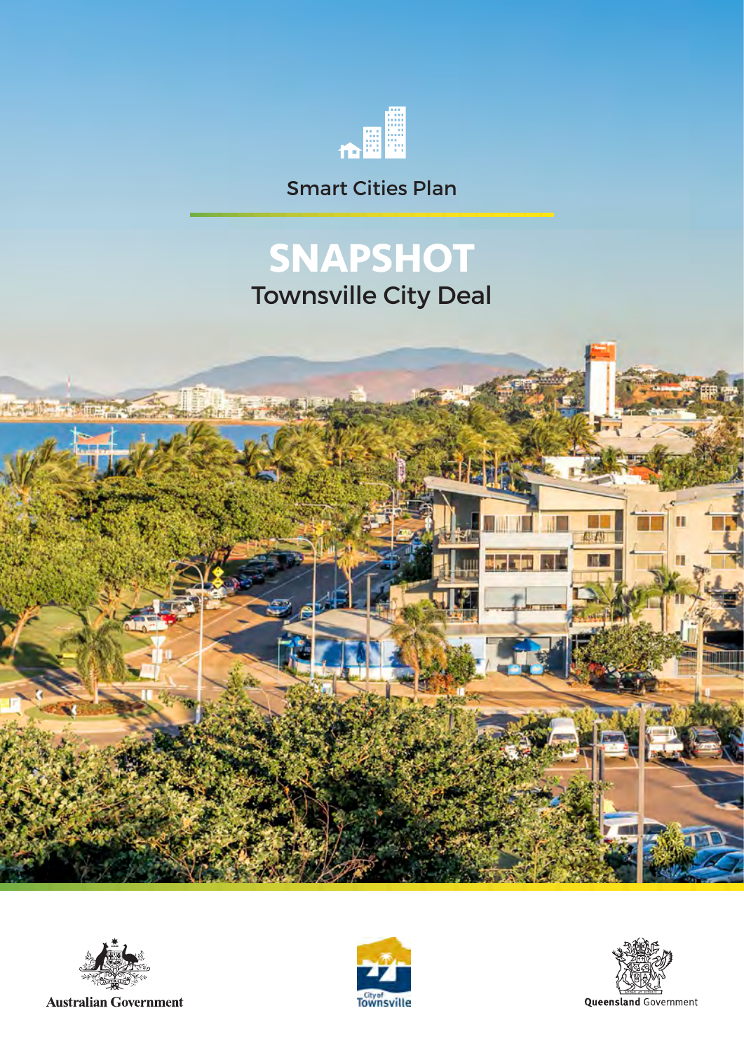Smart Cities Plan

# SNAPSHOT

## Townsville City Deal

Australian Government

City of Townsville

Queensland Government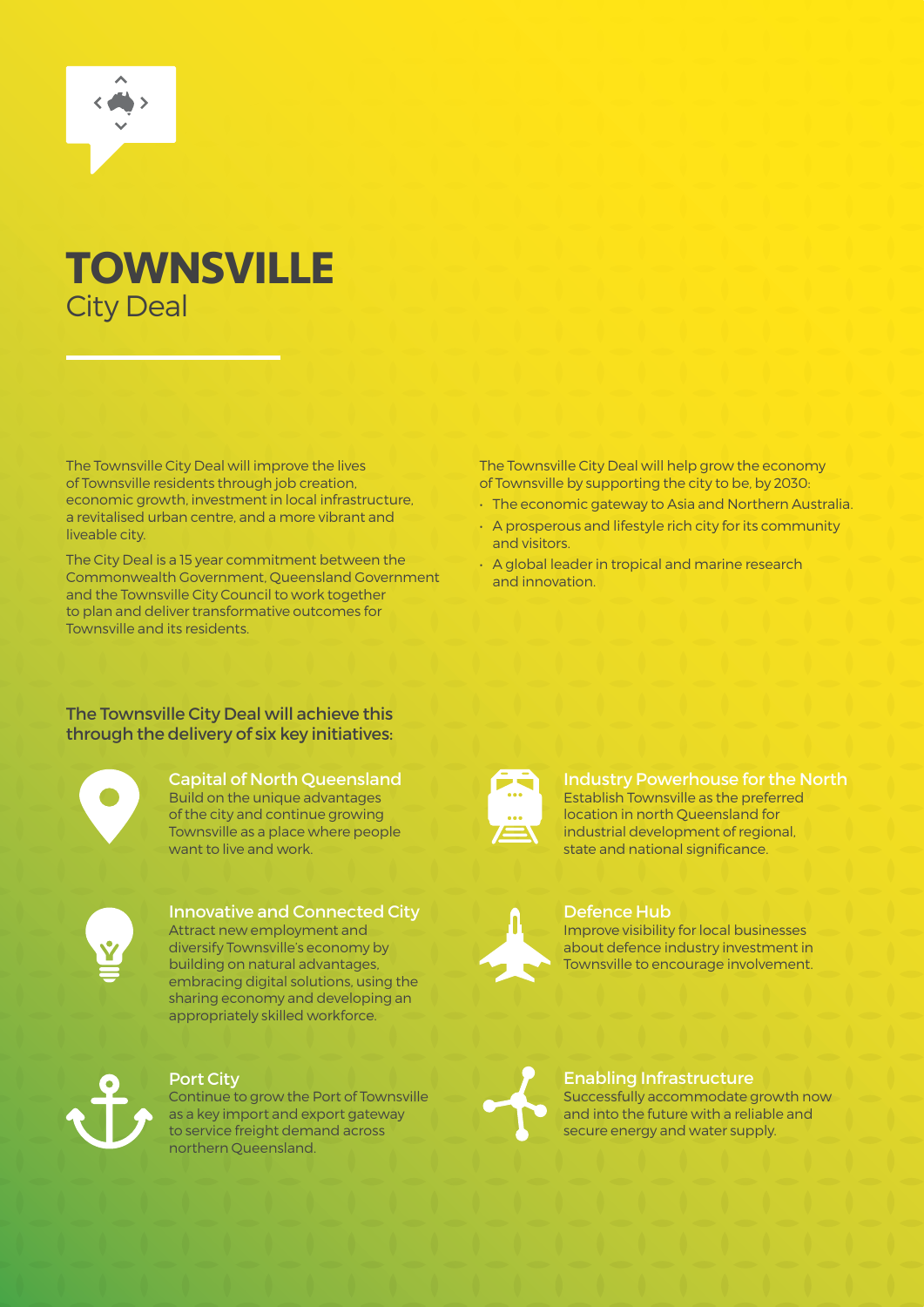# TOWNSVILLE
## City Deal

The Townsville City Deal will improve the lives of Townsville residents through job creation, economic growth, investment in local infrastructure, a revitalised urban centre, and a more vibrant and liveable city.

The City Deal is a 15 year commitment between the Commonwealth Government, Queensland Government and the Townsville City Council to work together to plan and deliver transformative outcomes for Townsville and its residents.

The Townsville City Deal will help grow the economy of Townsville by supporting the city to be, by 2030:

- The economic gateway to Asia and Northern Australia.
- A prosperous and lifestyle rich city for its community and visitors.
- A global leader in tropical and marine research and innovation.

### The Townsville City Deal will achieve this through the delivery of six key initiatives:

**Capital of North Queensland**
Build on the unique advantages of the city and continue growing Townsville as a place where people want to live and work.

**Innovative and Connected City**
Attract new employment and diversify Townsville's economy by building on natural advantages, embracing digital solutions, using the sharing economy and developing an appropriately skilled workforce.

**Port City**
Continue to grow the Port of Townsville as a key import and export gateway to service freight demand across northern Queensland.

**Industry Powerhouse for the North**
Establish Townsville as the preferred location in north Queensland for industrial development of regional, state and national significance.

**Defence Hub**
Improve visibility for local businesses about defence industry investment in Townsville to encourage involvement.

**Enabling Infrastructure**
Successfully accommodate growth now and into the future with a reliable and secure energy and water supply.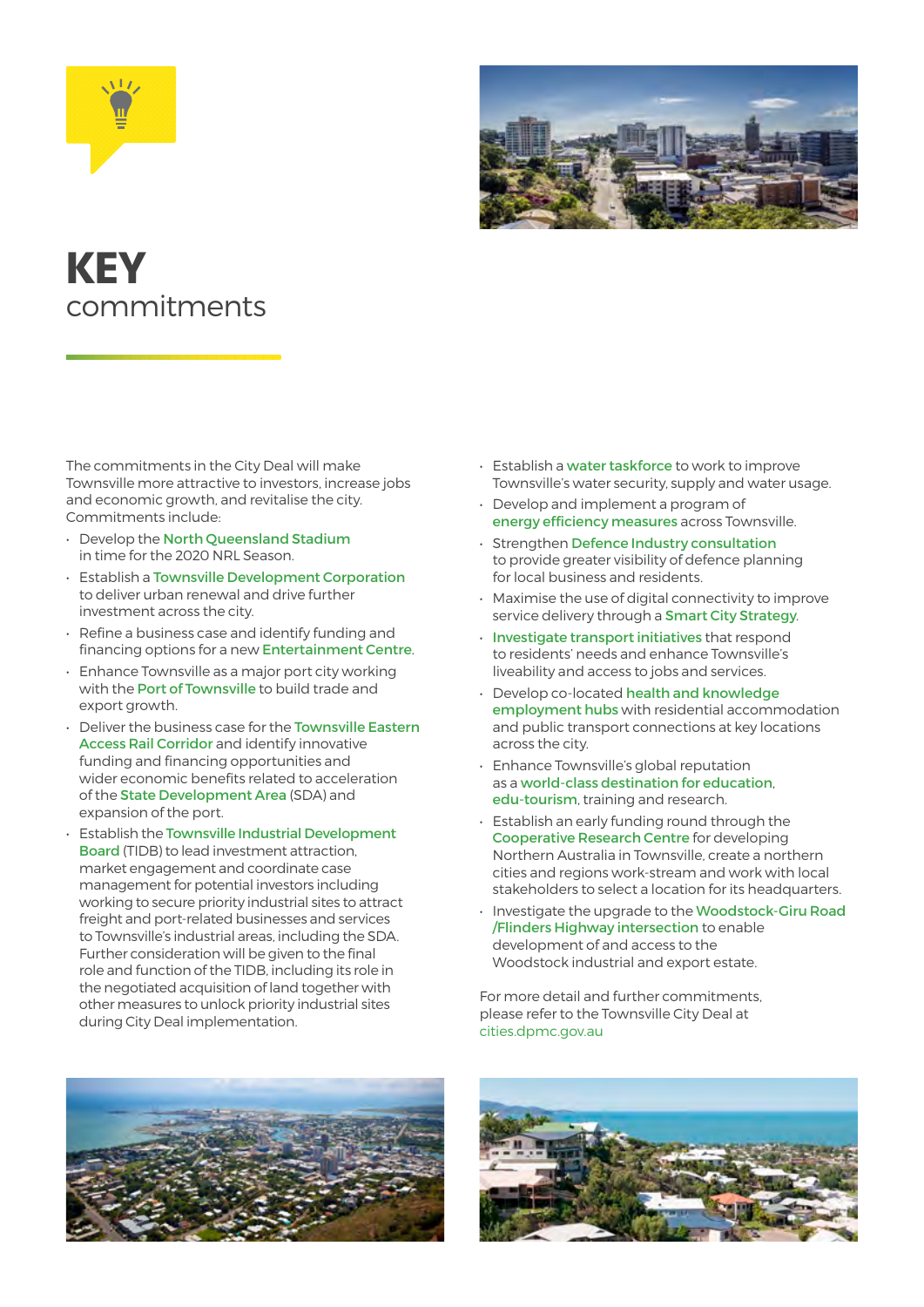# KEY commitments

The commitments in the City Deal will make Townsville more attractive to investors, increase jobs and economic growth, and revitalise the city. Commitments include:

- Develop the North Queensland Stadium in time for the 2020 NRL Season.
- Establish a Townsville Development Corporation to deliver urban renewal and drive further investment across the city.
- Refine a business case and identify funding and financing options for a new Entertainment Centre.
- Enhance Townsville as a major port city working with the Port of Townsville to build trade and export growth.
- Deliver the business case for the Townsville Eastern Access Rail Corridor and identify innovative funding and financing opportunities and wider economic benefits related to acceleration of the State Development Area (SDA) and expansion of the port.
- Establish the Townsville Industrial Development Board (TIDB) to lead investment attraction, market engagement and coordinate case management for potential investors including working to secure priority industrial sites to attract freight and port-related businesses and services to Townsville's industrial areas, including the SDA. Further consideration will be given to the final role and function of the TIDB, including its role in the negotiated acquisition of land together with other measures to unlock priority industrial sites during City Deal implementation.
- Establish a water taskforce to work to improve Townsville's water security, supply and water usage.
- Develop and implement a program of energy efficiency measures across Townsville.
- Strengthen Defence Industry consultation to provide greater visibility of defence planning for local business and residents.
- Maximise the use of digital connectivity to improve service delivery through a Smart City Strategy.
- Investigate transport initiatives that respond to residents' needs and enhance Townsville's liveability and access to jobs and services.
- Develop co-located health and knowledge employment hubs with residential accommodation and public transport connections at key locations across the city.
- Enhance Townsville's global reputation as a world-class destination for education, edu-tourism, training and research.
- Establish an early funding round through the Cooperative Research Centre for developing Northern Australia in Townsville, create a northern cities and regions work-stream and work with local stakeholders to select a location for its headquarters.
- Investigate the upgrade to the Woodstock-Giru Road /Flinders Highway intersection to enable development of and access to the Woodstock industrial and export estate.

For more detail and further commitments, please refer to the Townsville City Deal at cities.dpmc.gov.au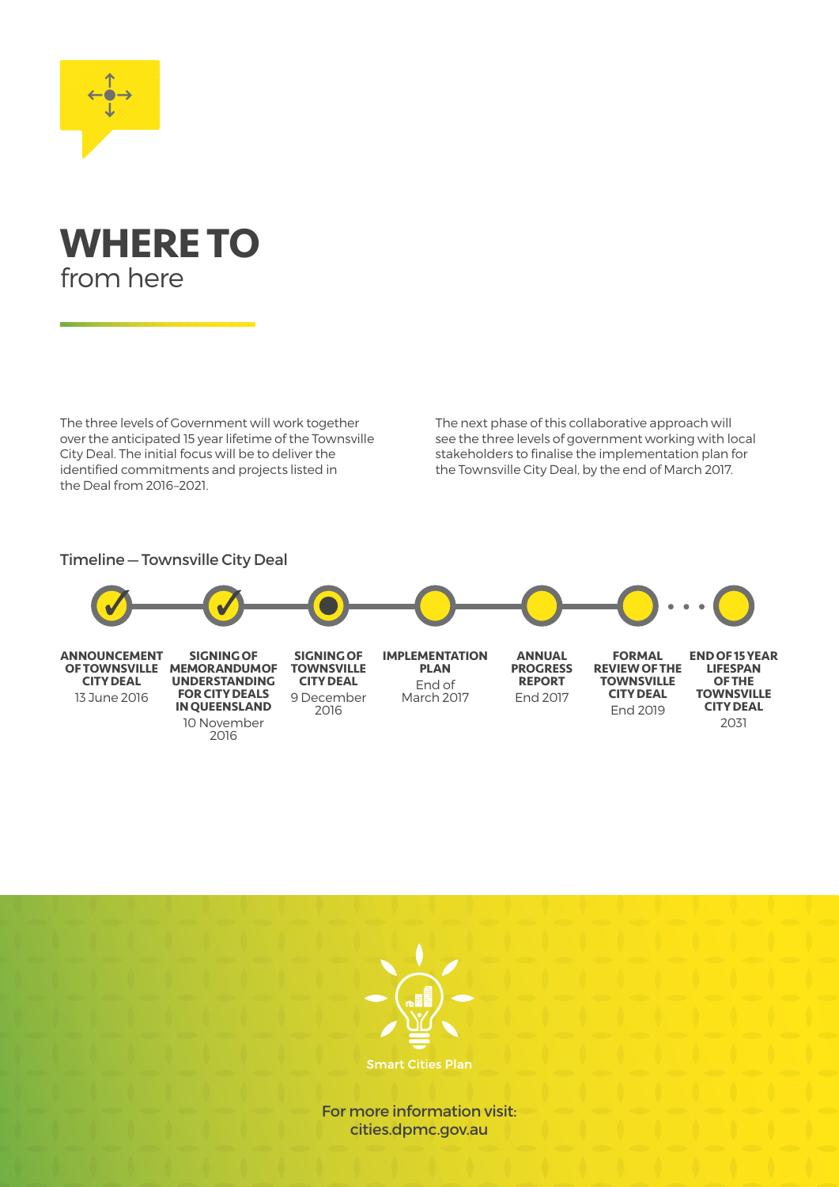# WHERE TO
from here

The three levels of Government will work together over the anticipated 15 year lifetime of the Townsville City Deal. The initial focus will be to deliver the identified commitments and projects listed in the Deal from 2016–2021.

The next phase of this collaborative approach will see the three levels of government working with local stakeholders to finalise the implementation plan for the Townsville City Deal, by the end of March 2017.

## Timeline — Townsville City Deal

**ANNOUNCEMENT OF TOWNSVILLE CITY DEAL**
13 June 2016

**SIGNING OF MEMORANDUM OF UNDERSTANDING FOR CITY DEALS IN QUEENSLAND**
10 November 2016

**SIGNING OF TOWNSVILLE CITY DEAL**
9 December 2016

**IMPLEMENTATION PLAN**
End of March 2017

**ANNUAL PROGRESS REPORT**
End 2017

**FORMAL REVIEW OF THE TOWNSVILLE CITY DEAL**
End 2019

**END OF 15 YEAR LIFESPAN OF THE TOWNSVILLE CITY DEAL**
2031

Smart Cities Plan

For more information visit:
cities.dpmc.gov.au